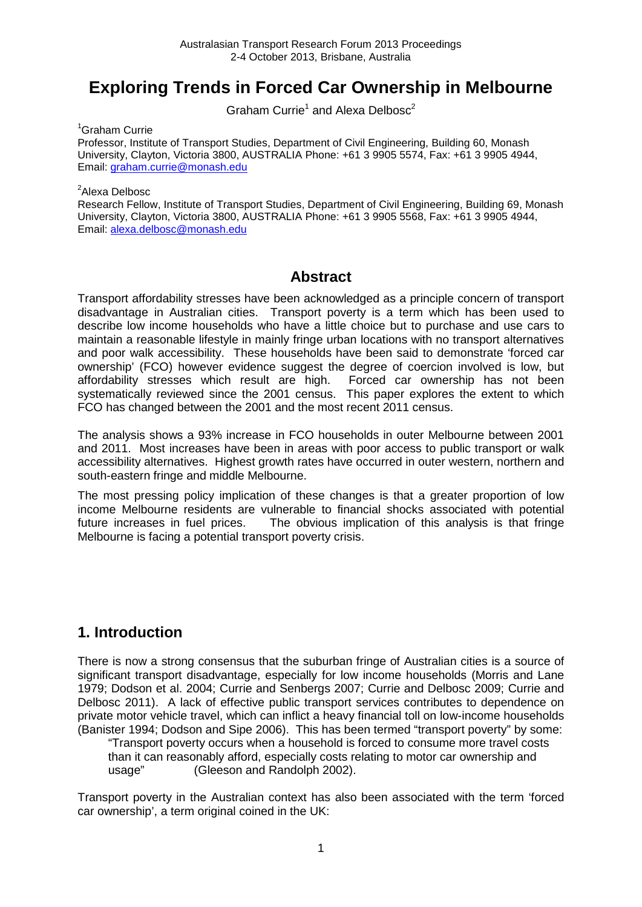# Exploring Trends in Forced Car Ownership in Melbourne

Graham Currie[1] and Alexa Delbosc[2]

[1]Graham Currie
Professor, Institute of Transport Studies, Department of Civil Engineering, Building 60, Monash University, Clayton, Victoria 3800, AUSTRALIA Phone: +61 3 9905 5574, Fax: +61 3 9905 4944, Email: graham.currie@monash.edu

[2]Alexa Delbosc
Research Fellow, Institute of Transport Studies, Department of Civil Engineering, Building 69, Monash University, Clayton, Victoria 3800, AUSTRALIA Phone: +61 3 9905 5568, Fax: +61 3 9905 4944, Email: alexa.delbosc@monash.edu

## Abstract

Transport affordability stresses have been acknowledged as a principle concern of transport disadvantage in Australian cities. Transport poverty is a term which has been used to describe low income households who have a little choice but to purchase and use cars to maintain a reasonable lifestyle in mainly fringe urban locations with no transport alternatives and poor walk accessibility. These households have been said to demonstrate 'forced car ownership' (FCO) however evidence suggest the degree of coercion involved is low, but affordability stresses which result are high. Forced car ownership has not been systematically reviewed since the 2001 census. This paper explores the extent to which FCO has changed between the 2001 and the most recent 2011 census.

The analysis shows a 93% increase in FCO households in outer Melbourne between 2001 and 2011. Most increases have been in areas with poor access to public transport or walk accessibility alternatives. Highest growth rates have occurred in outer western, northern and south-eastern fringe and middle Melbourne.

The most pressing policy implication of these changes is that a greater proportion of low income Melbourne residents are vulnerable to financial shocks associated with potential future increases in fuel prices. The obvious implication of this analysis is that fringe Melbourne is facing a potential transport poverty crisis.

## 1. Introduction

There is now a strong consensus that the suburban fringe of Australian cities is a source of significant transport disadvantage, especially for low income households (Morris and Lane 1979; Dodson et al. 2004; Currie and Senbergs 2007; Currie and Delbosc 2009; Currie and Delbosc 2011). A lack of effective public transport services contributes to dependence on private motor vehicle travel, which can inflict a heavy financial toll on low-income households (Banister 1994; Dodson and Sipe 2006). This has been termed "transport poverty" by some:

> "Transport poverty occurs when a household is forced to consume more travel costs than it can reasonably afford, especially costs relating to motor car ownership and usage" (Gleeson and Randolph 2002).

Transport poverty in the Australian context has also been associated with the term 'forced car ownership', a term original coined in the UK: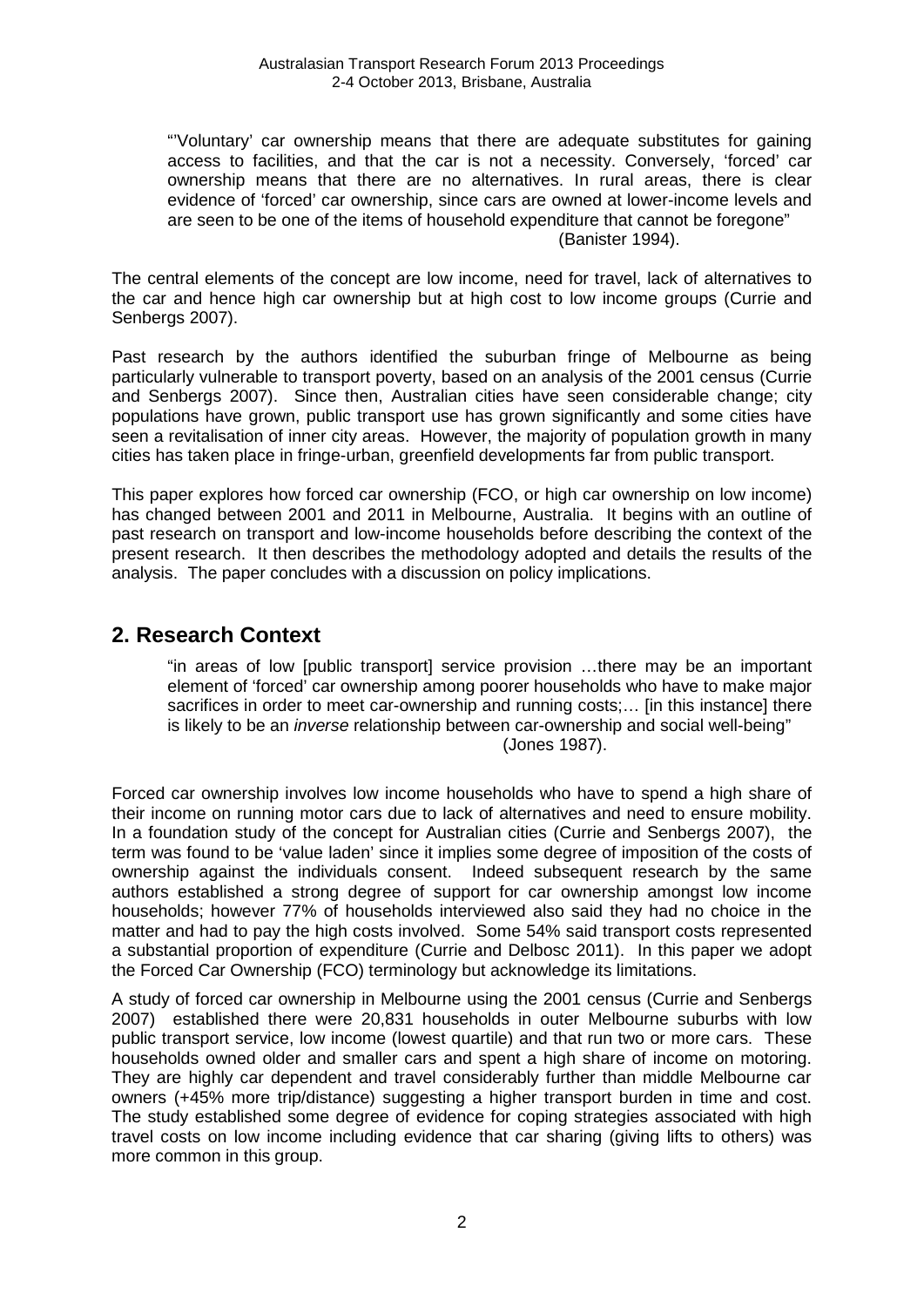> "'Voluntary' car ownership means that there are adequate substitutes for gaining access to facilities, and that the car is not a necessity. Conversely, 'forced' car ownership means that there are no alternatives. In rural areas, there is clear evidence of 'forced' car ownership, since cars are owned at lower-income levels and are seen to be one of the items of household expenditure that cannot be foregone"
> (Banister 1994).

The central elements of the concept are low income, need for travel, lack of alternatives to the car and hence high car ownership but at high cost to low income groups (Currie and Senbergs 2007).

Past research by the authors identified the suburban fringe of Melbourne as being particularly vulnerable to transport poverty, based on an analysis of the 2001 census (Currie and Senbergs 2007). Since then, Australian cities have seen considerable change; city populations have grown, public transport use has grown significantly and some cities have seen a revitalisation of inner city areas. However, the majority of population growth in many cities has taken place in fringe-urban, greenfield developments far from public transport.

This paper explores how forced car ownership (FCO, or high car ownership on low income) has changed between 2001 and 2011 in Melbourne, Australia. It begins with an outline of past research on transport and low-income households before describing the context of the present research. It then describes the methodology adopted and details the results of the analysis. The paper concludes with a discussion on policy implications.

## 2. Research Context

> "in areas of low [public transport] service provision …there may be an important element of 'forced' car ownership among poorer households who have to make major sacrifices in order to meet car-ownership and running costs;… [in this instance] there is likely to be an *inverse* relationship between car-ownership and social well-being"
> (Jones 1987).

Forced car ownership involves low income households who have to spend a high share of their income on running motor cars due to lack of alternatives and need to ensure mobility. In a foundation study of the concept for Australian cities (Currie and Senbergs 2007), the term was found to be 'value laden' since it implies some degree of imposition of the costs of ownership against the individuals consent. Indeed subsequent research by the same authors established a strong degree of support for car ownership amongst low income households; however 77% of households interviewed also said they had no choice in the matter and had to pay the high costs involved. Some 54% said transport costs represented a substantial proportion of expenditure (Currie and Delbosc 2011). In this paper we adopt the Forced Car Ownership (FCO) terminology but acknowledge its limitations.

A study of forced car ownership in Melbourne using the 2001 census (Currie and Senbergs 2007) established there were 20,831 households in outer Melbourne suburbs with low public transport service, low income (lowest quartile) and that run two or more cars. These households owned older and smaller cars and spent a high share of income on motoring. They are highly car dependent and travel considerably further than middle Melbourne car owners (+45% more trip/distance) suggesting a higher transport burden in time and cost. The study established some degree of evidence for coping strategies associated with high travel costs on low income including evidence that car sharing (giving lifts to others) was more common in this group.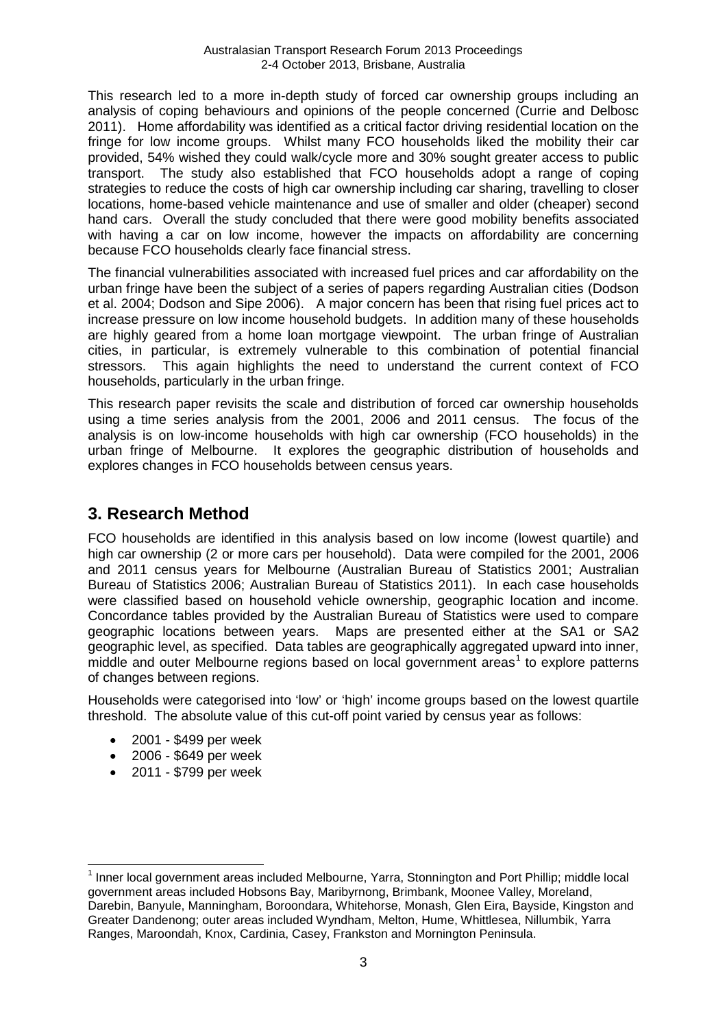This research led to a more in-depth study of forced car ownership groups including an analysis of coping behaviours and opinions of the people concerned (Currie and Delbosc 2011). Home affordability was identified as a critical factor driving residential location on the fringe for low income groups. Whilst many FCO households liked the mobility their car provided, 54% wished they could walk/cycle more and 30% sought greater access to public transport. The study also established that FCO households adopt a range of coping strategies to reduce the costs of high car ownership including car sharing, travelling to closer locations, home-based vehicle maintenance and use of smaller and older (cheaper) second hand cars. Overall the study concluded that there were good mobility benefits associated with having a car on low income, however the impacts on affordability are concerning because FCO households clearly face financial stress.

The financial vulnerabilities associated with increased fuel prices and car affordability on the urban fringe have been the subject of a series of papers regarding Australian cities (Dodson et al. 2004; Dodson and Sipe 2006). A major concern has been that rising fuel prices act to increase pressure on low income household budgets. In addition many of these households are highly geared from a home loan mortgage viewpoint. The urban fringe of Australian cities, in particular, is extremely vulnerable to this combination of potential financial stressors. This again highlights the need to understand the current context of FCO households, particularly in the urban fringe.

This research paper revisits the scale and distribution of forced car ownership households using a time series analysis from the 2001, 2006 and 2011 census. The focus of the analysis is on low-income households with high car ownership (FCO households) in the urban fringe of Melbourne. It explores the geographic distribution of households and explores changes in FCO households between census years.

## 3. Research Method

FCO households are identified in this analysis based on low income (lowest quartile) and high car ownership (2 or more cars per household). Data were compiled for the 2001, 2006 and 2011 census years for Melbourne (Australian Bureau of Statistics 2001; Australian Bureau of Statistics 2006; Australian Bureau of Statistics 2011). In each case households were classified based on household vehicle ownership, geographic location and income. Concordance tables provided by the Australian Bureau of Statistics were used to compare geographic locations between years. Maps are presented either at the SA1 or SA2 geographic level, as specified. Data tables are geographically aggregated upward into inner, middle and outer Melbourne regions based on local government areas[1] to explore patterns of changes between regions.

Households were categorised into 'low' or 'high' income groups based on the lowest quartile threshold. The absolute value of this cut-off point varied by census year as follows:

- 2001 - $499 per week
- 2006 - $649 per week
- 2011 - $799 per week

[1] Inner local government areas included Melbourne, Yarra, Stonnington and Port Phillip; middle local government areas included Hobsons Bay, Maribyrnong, Brimbank, Moonee Valley, Moreland, Darebin, Banyule, Manningham, Boroondara, Whitehorse, Monash, Glen Eira, Bayside, Kingston and Greater Dandenong; outer areas included Wyndham, Melton, Hume, Whittlesea, Nillumbik, Yarra Ranges, Maroondah, Knox, Cardinia, Casey, Frankston and Mornington Peninsula.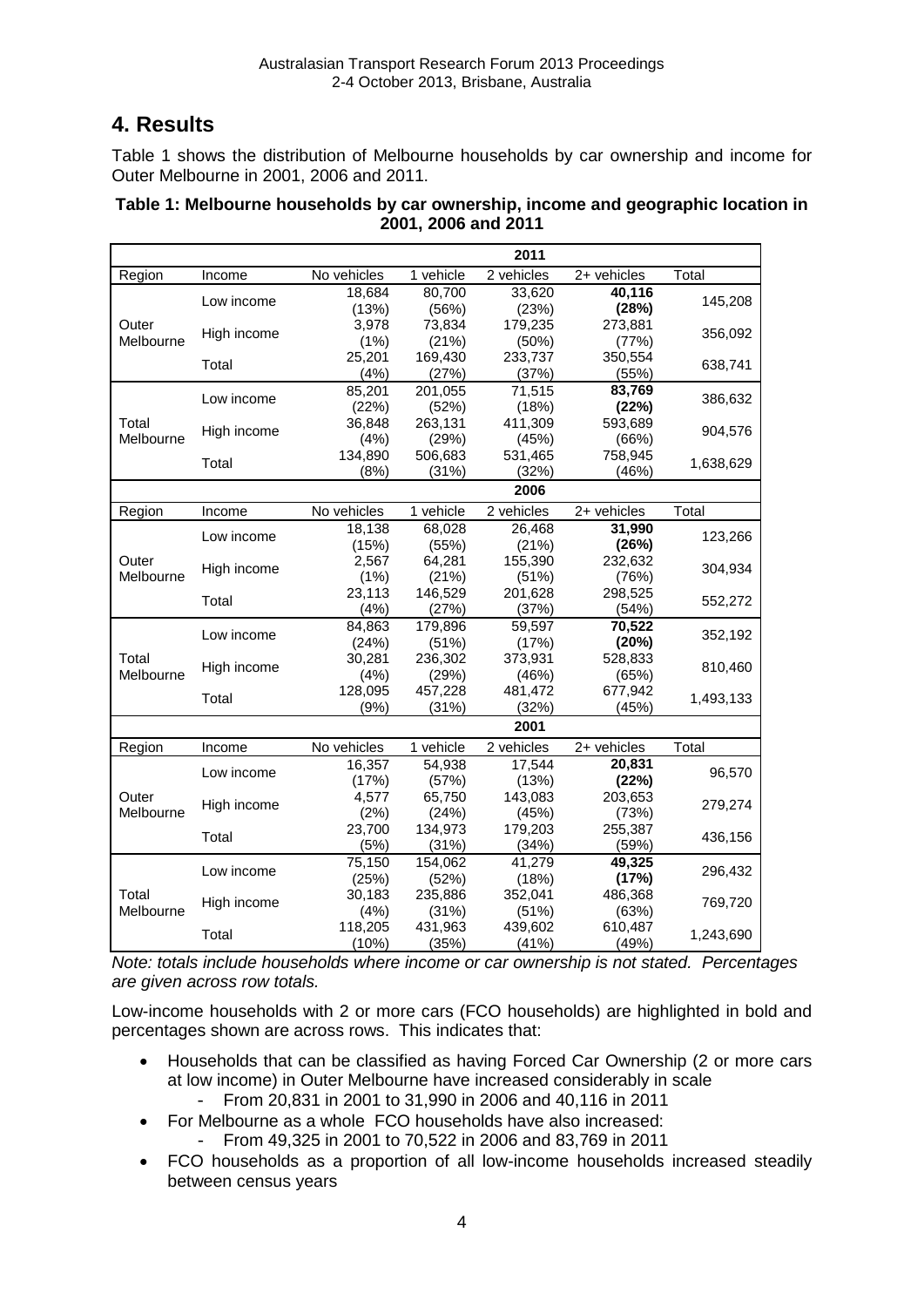# 4. Results

Table 1 shows the distribution of Melbourne households by car ownership and income for Outer Melbourne in 2001, 2006 and 2011.

**Table 1: Melbourne households by car ownership, income and geographic location in 2001, 2006 and 2011**

| | | | | **2011** | | |
|---|---|---|---|---|---|---|
| Region | Income | No vehicles | 1 vehicle | 2 vehicles | 2+ vehicles | Total |
| Outer Melbourne | Low income | 18,684 (13%) | 80,700 (56%) | 33,620 (23%) | **40,116 (28%)** | 145,208 |
| | High income | 3,978 (1%) | 73,834 (21%) | 179,235 (50%) | 273,881 (77%) | 356,092 |
| | Total | 25,201 (4%) | 169,430 (27%) | 233,737 (37%) | 350,554 (55%) | 638,741 |
| Total Melbourne | Low income | 85,201 (22%) | 201,055 (52%) | 71,515 (18%) | **83,769 (22%)** | 386,632 |
| | High income | 36,848 (4%) | 263,131 (29%) | 411,309 (45%) | 593,689 (66%) | 904,576 |
| | Total | 134,890 (8%) | 506,683 (31%) | 531,465 (32%) | 758,945 (46%) | 1,638,629 |
| | | | | **2006** | | |
| Region | Income | No vehicles | 1 vehicle | 2 vehicles | 2+ vehicles | Total |
| Outer Melbourne | Low income | 18,138 (15%) | 68,028 (55%) | 26,468 (21%) | **31,990 (26%)** | 123,266 |
| | High income | 2,567 (1%) | 64,281 (21%) | 155,390 (51%) | 232,632 (76%) | 304,934 |
| | Total | 23,113 (4%) | 146,529 (27%) | 201,628 (37%) | 298,525 (54%) | 552,272 |
| Total Melbourne | Low income | 84,863 (24%) | 179,896 (51%) | 59,597 (17%) | **70,522 (20%)** | 352,192 |
| | High income | 30,281 (4%) | 236,302 (29%) | 373,931 (46%) | 528,833 (65%) | 810,460 |
| | Total | 128,095 (9%) | 457,228 (31%) | 481,472 (32%) | 677,942 (45%) | 1,493,133 |
| | | | | **2001** | | |
| Region | Income | No vehicles | 1 vehicle | 2 vehicles | 2+ vehicles | Total |
| Outer Melbourne | Low income | 16,357 (17%) | 54,938 (57%) | 17,544 (13%) | **20,831 (22%)** | 96,570 |
| | High income | 4,577 (2%) | 65,750 (24%) | 143,083 (45%) | 203,653 (73%) | 279,274 |
| | Total | 23,700 (5%) | 134,973 (31%) | 179,203 (34%) | 255,387 (59%) | 436,156 |
| Total Melbourne | Low income | 75,150 (25%) | 154,062 (52%) | 41,279 (18%) | **49,325 (17%)** | 296,432 |
| | High income | 30,183 (4%) | 235,886 (31%) | 352,041 (51%) | 486,368 (63%) | 769,720 |
| | Total | 118,205 (10%) | 431,963 (35%) | 439,602 (41%) | 610,487 (49%) | 1,243,690 |

*Note: totals include households where income or car ownership is not stated. Percentages are given across row totals.*

Low-income households with 2 or more cars (FCO households) are highlighted in bold and percentages shown are across rows. This indicates that:

- Households that can be classified as having Forced Car Ownership (2 or more cars at low income) in Outer Melbourne have increased considerably in scale
  - From 20,831 in 2001 to 31,990 in 2006 and 40,116 in 2011
- For Melbourne as a whole FCO households have also increased:
  - From 49,325 in 2001 to 70,522 in 2006 and 83,769 in 2011
- FCO households as a proportion of all low-income households increased steadily between census years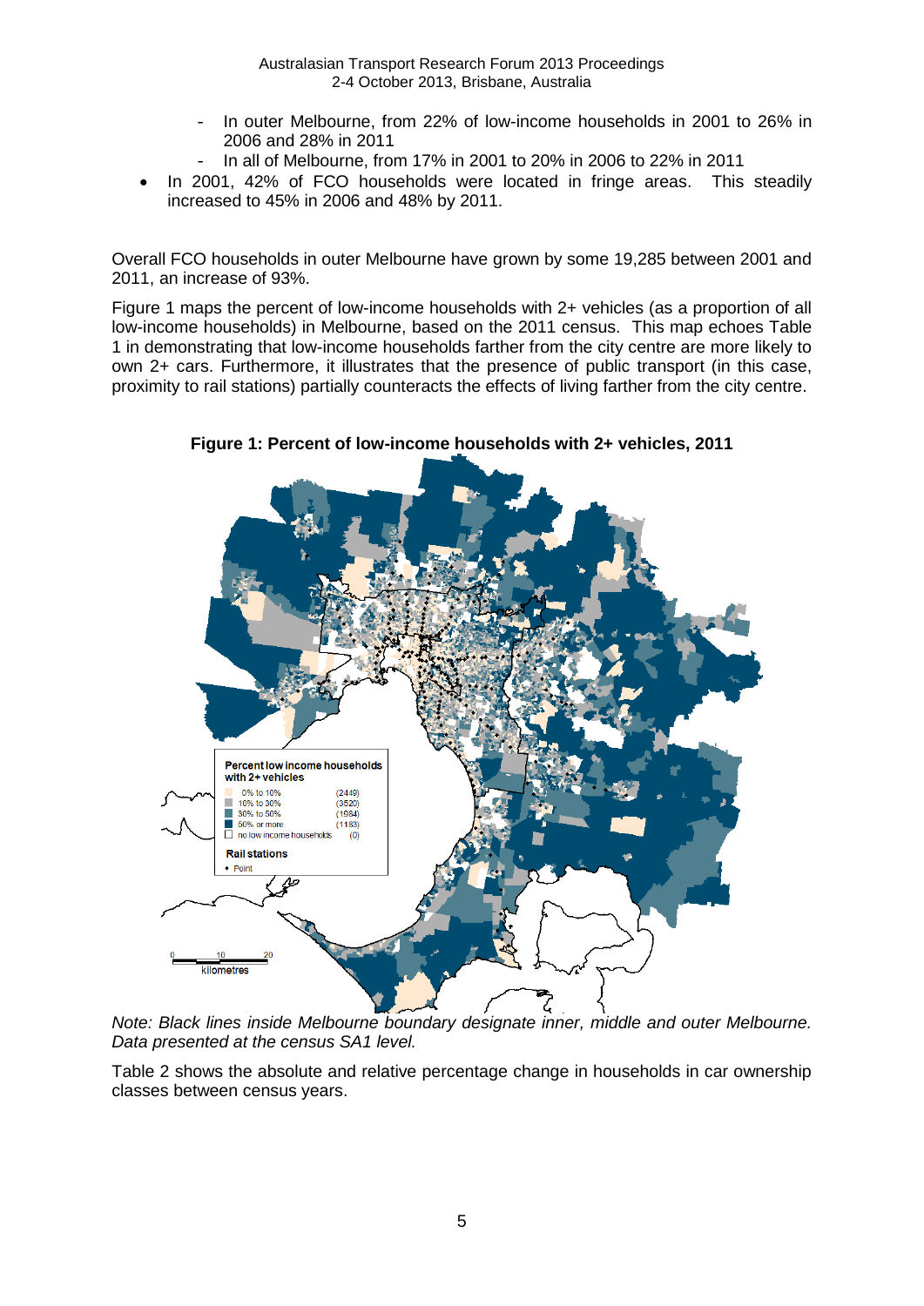- In outer Melbourne, from 22% of low-income households in 2001 to 26% in 2006 and 28% in 2011
  - In all of Melbourne, from 17% in 2001 to 20% in 2006 to 22% in 2011
- In 2001, 42% of FCO households were located in fringe areas. This steadily increased to 45% in 2006 and 48% by 2011.

Overall FCO households in outer Melbourne have grown by some 19,285 between 2001 and 2011, an increase of 93%.

Figure 1 maps the percent of low-income households with 2+ vehicles (as a proportion of all low-income households) in Melbourne, based on the 2011 census. This map echoes Table 1 in demonstrating that low-income households farther from the city centre are more likely to own 2+ cars. Furthermore, it illustrates that the presence of public transport (in this case, proximity to rail stations) partially counteracts the effects of living farther from the city centre.

**Figure 1: Percent of low-income households with 2+ vehicles, 2011**

*Note: Black lines inside Melbourne boundary designate inner, middle and outer Melbourne. Data presented at the census SA1 level.*

Table 2 shows the absolute and relative percentage change in households in car ownership classes between census years.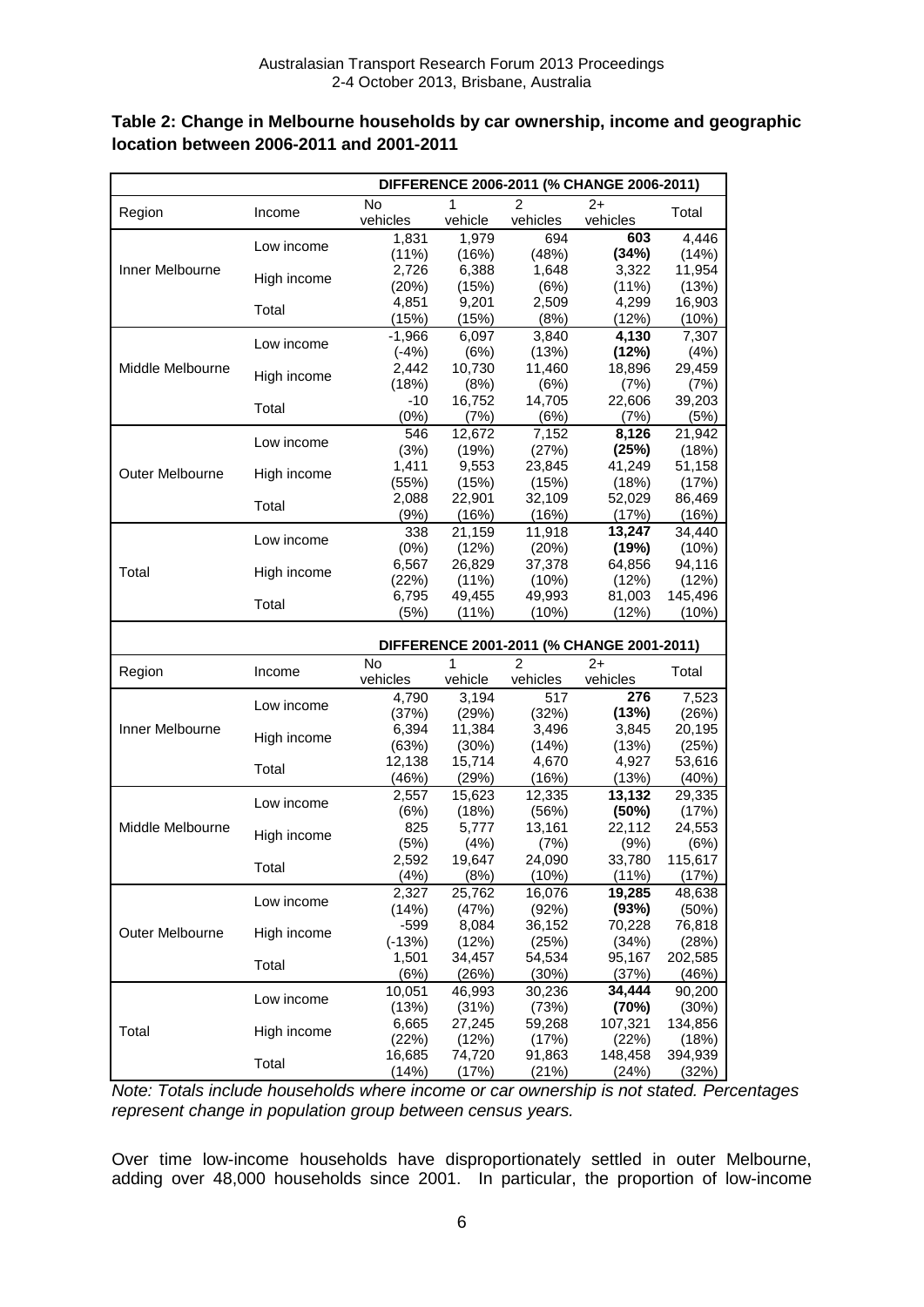**Table 2: Change in Melbourne households by car ownership, income and geographic location between 2006-2011 and 2001-2011**

| | | DIFFERENCE 2006-2011 (% CHANGE 2006-2011) | | | | |
|---|---|---|---|---|---|---|
| Region | Income | No vehicles | 1 vehicle | 2 vehicles | 2+ vehicles | Total |
| Inner Melbourne | Low income | 1,831 (11%) | 1,979 (16%) | 694 (48%) | **603 (34%)** | 4,446 (14%) |
| | High income | 2,726 (20%) | 6,388 (15%) | 1,648 (6%) | 3,322 (11%) | 11,954 (13%) |
| | Total | 4,851 (15%) | 9,201 (15%) | 2,509 (8%) | 4,299 (12%) | 16,903 (10%) |
| Middle Melbourne | Low income | -1,966 (-4%) | 6,097 (6%) | 3,840 (13%) | **4,130 (12%)** | 7,307 (4%) |
| | High income | 2,442 (18%) | 10,730 (8%) | 11,460 (6%) | 18,896 (7%) | 29,459 (7%) |
| | Total | -10 (0%) | 16,752 (7%) | 14,705 (6%) | 22,606 (7%) | 39,203 (5%) |
| Outer Melbourne | Low income | 546 (3%) | 12,672 (19%) | 7,152 (27%) | **8,126 (25%)** | 21,942 (18%) |
| | High income | 1,411 (55%) | 9,553 (15%) | 23,845 (15%) | 41,249 (18%) | 51,158 (17%) |
| | Total | 2,088 (9%) | 22,901 (16%) | 32,109 (16%) | 52,029 (17%) | 86,469 (16%) |
| Total | Low income | 338 (0%) | 21,159 (12%) | 11,918 (20%) | **13,247 (19%)** | 34,440 (10%) |
| | High income | 6,567 (22%) | 26,829 (11%) | 37,378 (10%) | 64,856 (12%) | 94,116 (12%) |
| | Total | 6,795 (5%) | 49,455 (11%) | 49,993 (10%) | 81,003 (12%) | 145,496 (10%) |
| | | DIFFERENCE 2001-2011 (% CHANGE 2001-2011) | | | | |
| Region | Income | No vehicles | 1 vehicle | 2 vehicles | 2+ vehicles | Total |
| Inner Melbourne | Low income | 4,790 (37%) | 3,194 (29%) | 517 (32%) | **276 (13%)** | 7,523 (26%) |
| | High income | 6,394 (63%) | 11,384 (30%) | 3,496 (14%) | 3,845 (13%) | 20,195 (25%) |
| | Total | 12,138 (46%) | 15,714 (29%) | 4,670 (16%) | 4,927 (13%) | 53,616 (40%) |
| Middle Melbourne | Low income | 2,557 (6%) | 15,623 (18%) | 12,335 (56%) | **13,132 (50%)** | 29,335 (17%) |
| | High income | 825 (5%) | 5,777 (4%) | 13,161 (7%) | 22,112 (9%) | 24,553 (6%) |
| | Total | 2,592 (4%) | 19,647 (8%) | 24,090 (10%) | 33,780 (11%) | 115,617 (17%) |
| Outer Melbourne | Low income | 2,327 (14%) | 25,762 (47%) | 16,076 (92%) | **19,285 (93%)** | 48,638 (50%) |
| | High income | -599 (-13%) | 8,084 (12%) | 36,152 (25%) | 70,228 (34%) | 76,818 (28%) |
| | Total | 1,501 (6%) | 34,457 (26%) | 54,534 (30%) | 95,167 (37%) | 202,585 (46%) |
| Total | Low income | 10,051 (13%) | 46,993 (31%) | 30,236 (73%) | **34,444 (70%)** | 90,200 (30%) |
| | High income | 6,665 (22%) | 27,245 (12%) | 59,268 (17%) | 107,321 (22%) | 134,856 (18%) |
| | Total | 16,685 (14%) | 74,720 (17%) | 91,863 (21%) | 148,458 (24%) | 394,939 (32%) |

*Note: Totals include households where income or car ownership is not stated. Percentages represent change in population group between census years.*

Over time low-income households have disproportionately settled in outer Melbourne, adding over 48,000 households since 2001. In particular, the proportion of low-income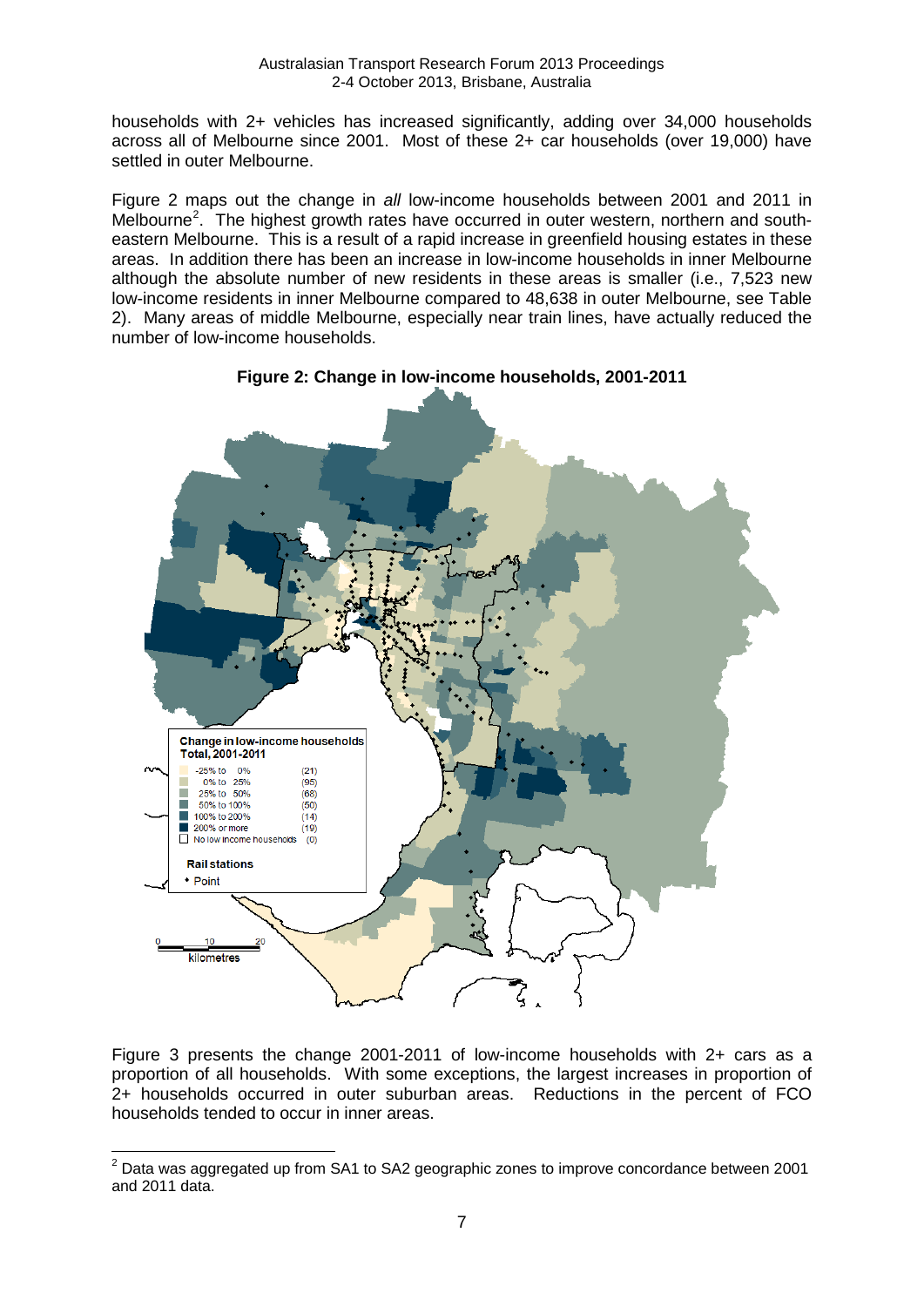households with 2+ vehicles has increased significantly, adding over 34,000 households across all of Melbourne since 2001. Most of these 2+ car households (over 19,000) have settled in outer Melbourne.

Figure 2 maps out the change in *all* low-income households between 2001 and 2011 in Melbourne[2]. The highest growth rates have occurred in outer western, northern and south-eastern Melbourne. This is a result of a rapid increase in greenfield housing estates in these areas. In addition there has been an increase in low-income households in inner Melbourne although the absolute number of new residents in these areas is smaller (i.e., 7,523 new low-income residents in inner Melbourne compared to 48,638 in outer Melbourne, see Table 2). Many areas of middle Melbourne, especially near train lines, have actually reduced the number of low-income households.

**Figure 2: Change in low-income households, 2001-2011**

Figure 3 presents the change 2001-2011 of low-income households with 2+ cars as a proportion of all households. With some exceptions, the largest increases in proportion of 2+ households occurred in outer suburban areas. Reductions in the percent of FCO households tended to occur in inner areas.

[2] Data was aggregated up from SA1 to SA2 geographic zones to improve concordance between 2001 and 2011 data.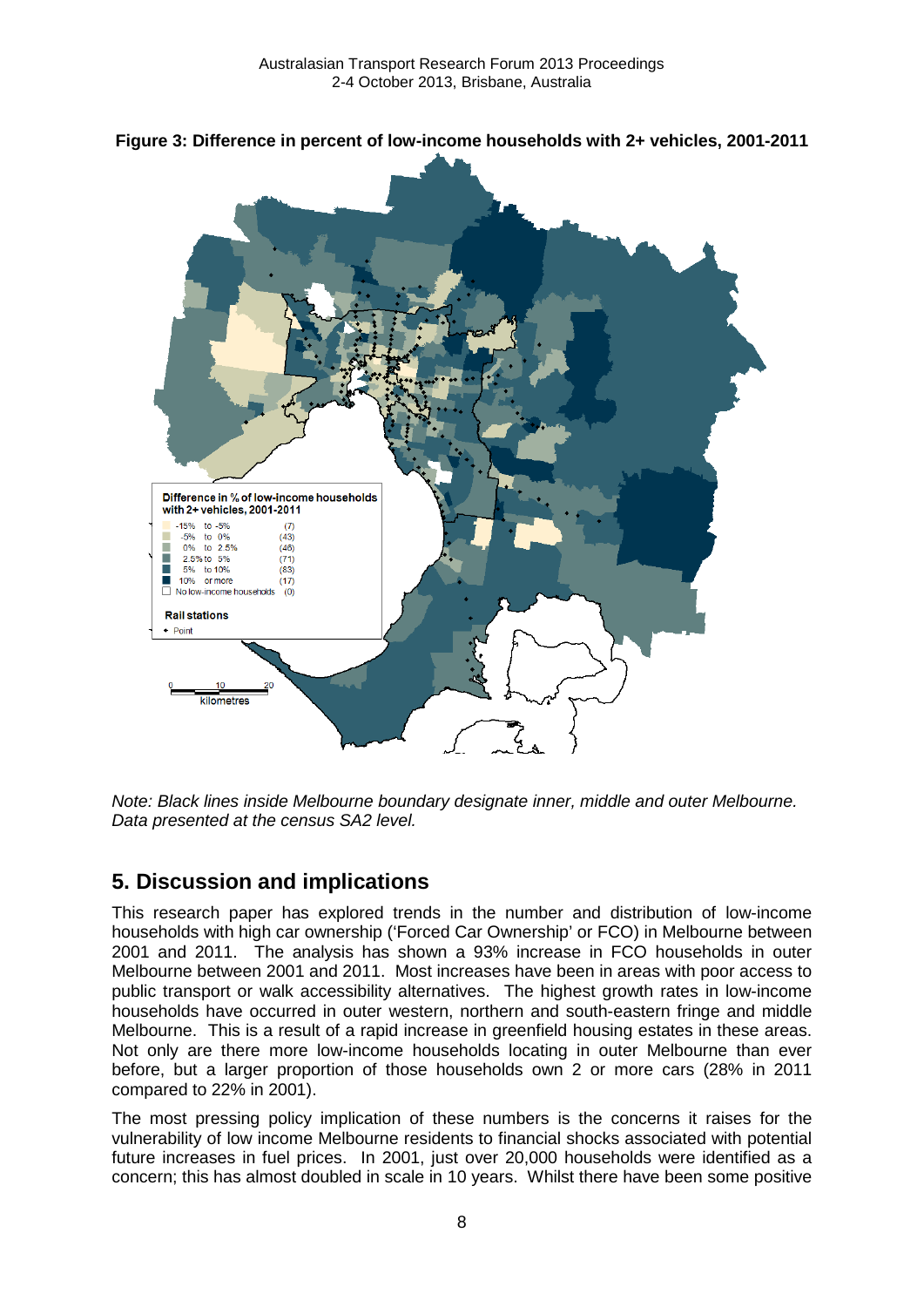**Figure 3: Difference in percent of low-income households with 2+ vehicles, 2001-2011**

*Note: Black lines inside Melbourne boundary designate inner, middle and outer Melbourne. Data presented at the census SA2 level.*

## 5. Discussion and implications

This research paper has explored trends in the number and distribution of low-income households with high car ownership ('Forced Car Ownership' or FCO) in Melbourne between 2001 and 2011. The analysis has shown a 93% increase in FCO households in outer Melbourne between 2001 and 2011. Most increases have been in areas with poor access to public transport or walk accessibility alternatives. The highest growth rates in low-income households have occurred in outer western, northern and south-eastern fringe and middle Melbourne. This is a result of a rapid increase in greenfield housing estates in these areas. Not only are there more low-income households locating in outer Melbourne than ever before, but a larger proportion of those households own 2 or more cars (28% in 2011 compared to 22% in 2001).

The most pressing policy implication of these numbers is the concerns it raises for the vulnerability of low income Melbourne residents to financial shocks associated with potential future increases in fuel prices. In 2001, just over 20,000 households were identified as a concern; this has almost doubled in scale in 10 years. Whilst there have been some positive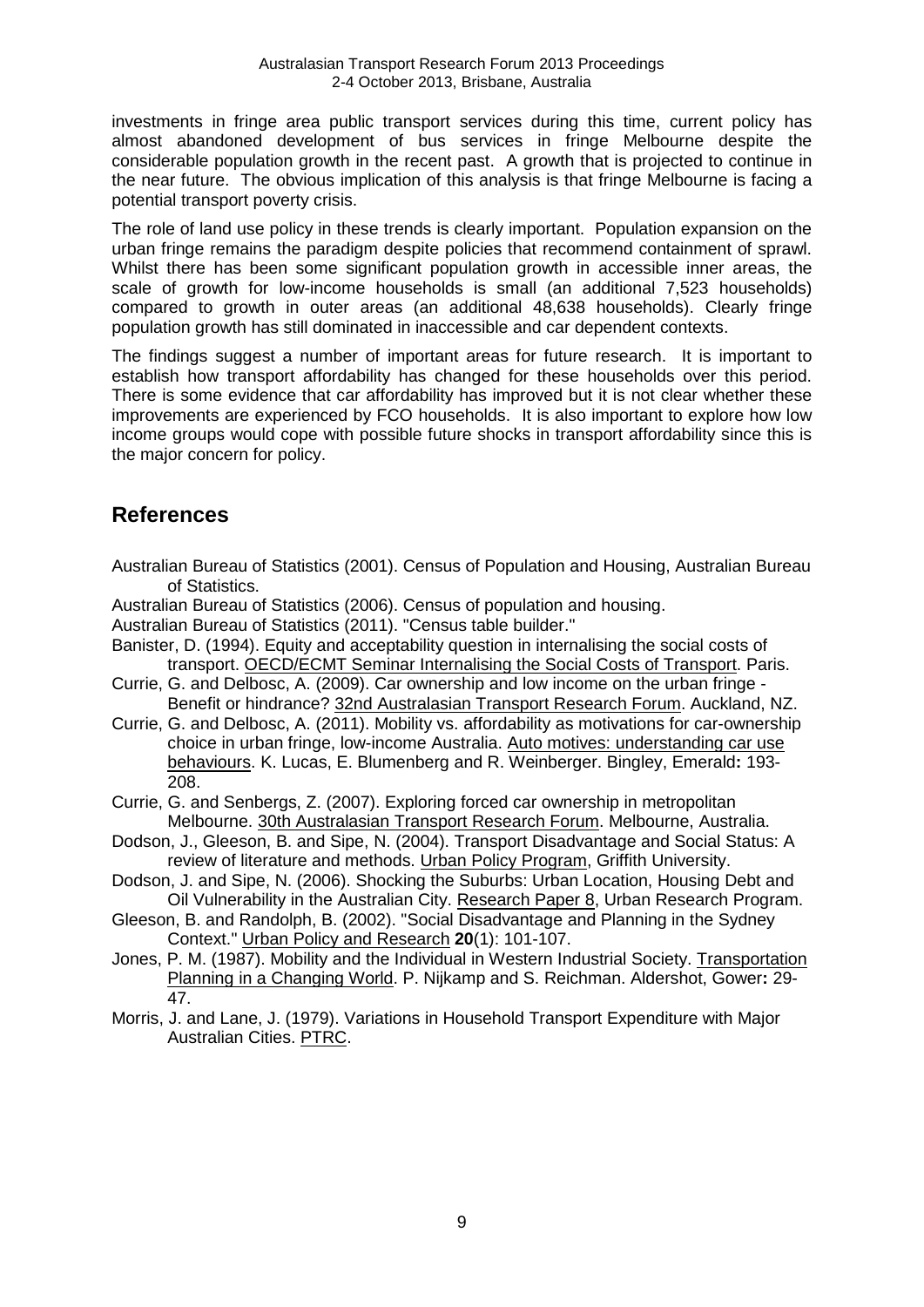investments in fringe area public transport services during this time, current policy has almost abandoned development of bus services in fringe Melbourne despite the considerable population growth in the recent past. A growth that is projected to continue in the near future. The obvious implication of this analysis is that fringe Melbourne is facing a potential transport poverty crisis.

The role of land use policy in these trends is clearly important. Population expansion on the urban fringe remains the paradigm despite policies that recommend containment of sprawl. Whilst there has been some significant population growth in accessible inner areas, the scale of growth for low-income households is small (an additional 7,523 households) compared to growth in outer areas (an additional 48,638 households). Clearly fringe population growth has still dominated in inaccessible and car dependent contexts.

The findings suggest a number of important areas for future research. It is important to establish how transport affordability has changed for these households over this period. There is some evidence that car affordability has improved but it is not clear whether these improvements are experienced by FCO households. It is also important to explore how low income groups would cope with possible future shocks in transport affordability since this is the major concern for policy.

## References

Australian Bureau of Statistics (2001). Census of Population and Housing, Australian Bureau of Statistics.

Australian Bureau of Statistics (2006). Census of population and housing.

Australian Bureau of Statistics (2011). "Census table builder."

Banister, D. (1994). Equity and acceptability question in internalising the social costs of transport. OECD/ECMT Seminar Internalising the Social Costs of Transport. Paris.

Currie, G. and Delbosc, A. (2009). Car ownership and low income on the urban fringe - Benefit or hindrance? 32nd Australasian Transport Research Forum. Auckland, NZ.

Currie, G. and Delbosc, A. (2011). Mobility vs. affordability as motivations for car-ownership choice in urban fringe, low-income Australia. Auto motives: understanding car use behaviours. K. Lucas, E. Blumenberg and R. Weinberger. Bingley, Emerald**:** 193-208.

Currie, G. and Senbergs, Z. (2007). Exploring forced car ownership in metropolitan Melbourne. 30th Australasian Transport Research Forum. Melbourne, Australia.

Dodson, J., Gleeson, B. and Sipe, N. (2004). Transport Disadvantage and Social Status: A review of literature and methods. Urban Policy Program, Griffith University.

Dodson, J. and Sipe, N. (2006). Shocking the Suburbs: Urban Location, Housing Debt and Oil Vulnerability in the Australian City. Research Paper 8, Urban Research Program.

Gleeson, B. and Randolph, B. (2002). "Social Disadvantage and Planning in the Sydney Context." Urban Policy and Research **20**(1): 101-107.

Jones, P. M. (1987). Mobility and the Individual in Western Industrial Society. Transportation Planning in a Changing World. P. Nijkamp and S. Reichman. Aldershot, Gower**:** 29-47.

Morris, J. and Lane, J. (1979). Variations in Household Transport Expenditure with Major Australian Cities. PTRC.